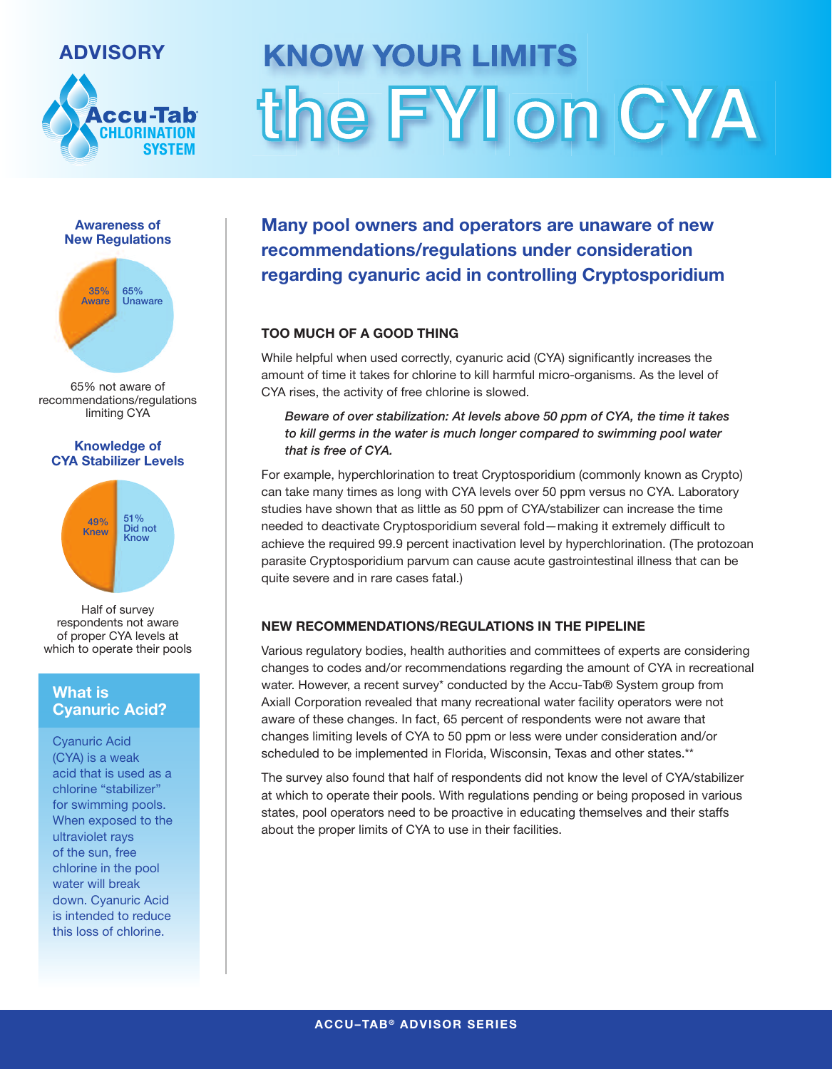ADVISORY

Accu-Tab CHLORINATION SYSTEM

# KNOW YOUR LIMITS
# the FYI on CYA

**Awareness of New Regulations**

35% Aware
65% Unaware

65% not aware of recommendations/regulations limiting CYA

**Knowledge of CYA Stabilizer Levels**

49% Knew
51% Did not Know

Half of survey respondents not aware of proper CYA levels at which to operate their pools

### What is Cyanuric Acid?

Cyanuric Acid (CYA) is a weak acid that is used as a chlorine "stabilizer" for swimming pools. When exposed to the ultraviolet rays of the sun, free chlorine in the pool water will break down. Cyanuric Acid is intended to reduce this loss of chlorine.

## Many pool owners and operators are unaware of new recommendations/regulations under consideration regarding cyanuric acid in controlling Cryptosporidium

### TOO MUCH OF A GOOD THING

While helpful when used correctly, cyanuric acid (CYA) significantly increases the amount of time it takes for chlorine to kill harmful micro-organisms. As the level of CYA rises, the activity of free chlorine is slowed.

> ***Beware of over stabilization: At levels above 50 ppm of CYA, the time it takes to kill germs in the water is much longer compared to swimming pool water that is free of CYA.***

For example, hyperchlorination to treat Cryptosporidium (commonly known as Crypto) can take many times as long with CYA levels over 50 ppm versus no CYA. Laboratory studies have shown that as little as 50 ppm of CYA/stabilizer can increase the time needed to deactivate Cryptosporidium several fold—making it extremely difficult to achieve the required 99.9 percent inactivation level by hyperchlorination. (The protozoan parasite Cryptosporidium parvum can cause acute gastrointestinal illness that can be quite severe and in rare cases fatal.)

### NEW RECOMMENDATIONS/REGULATIONS IN THE PIPELINE

Various regulatory bodies, health authorities and committees of experts are considering changes to codes and/or recommendations regarding the amount of CYA in recreational water. However, a recent survey* conducted by the Accu-Tab® System group from Axiall Corporation revealed that many recreational water facility operators were not aware of these changes. In fact, 65 percent of respondents were not aware that changes limiting levels of CYA to 50 ppm or less were under consideration and/or scheduled to be implemented in Florida, Wisconsin, Texas and other states.**

The survey also found that half of respondents did not know the level of CYA/stabilizer at which to operate their pools. With regulations pending or being proposed in various states, pool operators need to be proactive in educating themselves and their staffs about the proper limits of CYA to use in their facilities.

ACCU–TAB® ADVISOR SERIES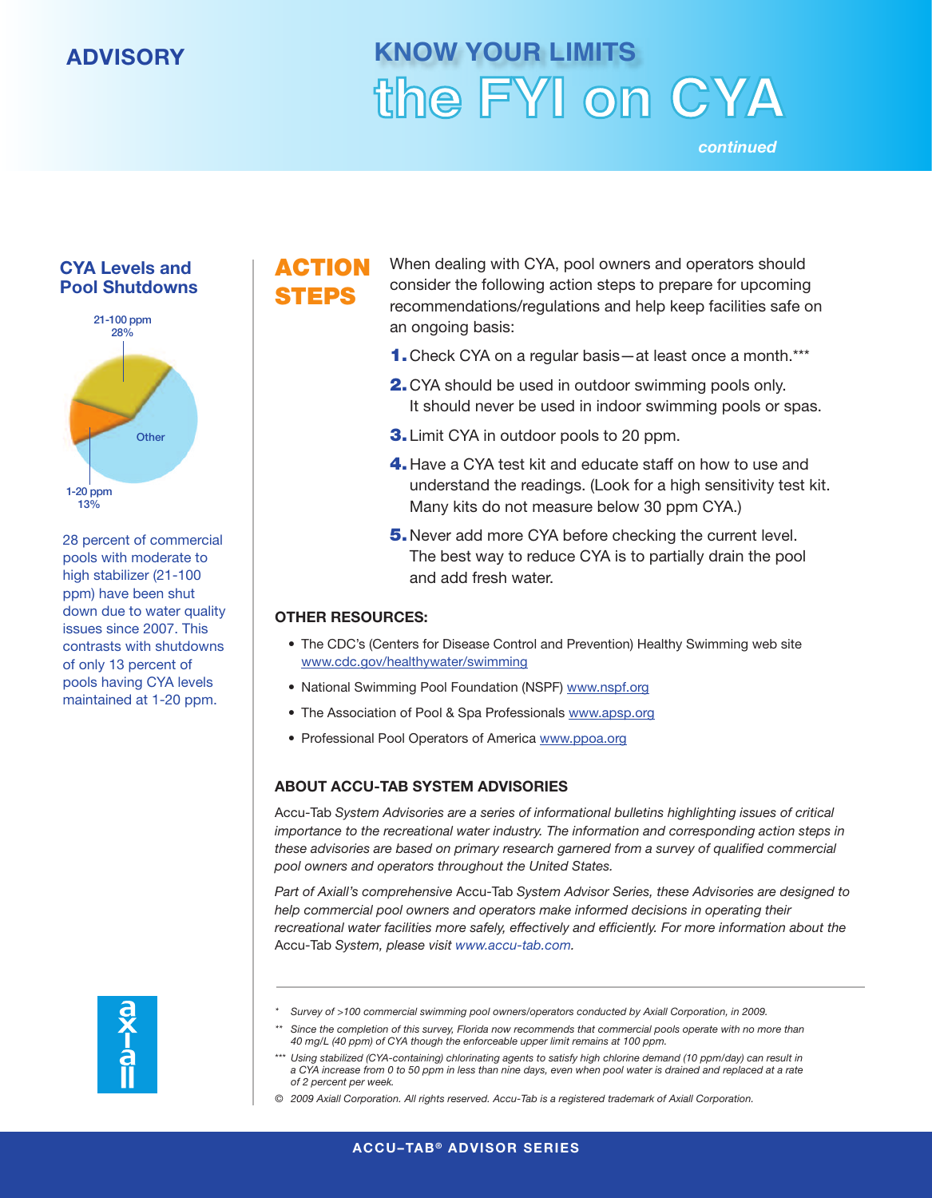# ADVISORY

## KNOW YOUR LIMITS
# the FYI on CYA

*continued*

### CYA Levels and Pool Shutdowns

21-100 ppm
28%

Other

1-20 ppm
13%

28 percent of commercial pools with moderate to high stabilizer (21-100 ppm) have been shut down due to water quality issues since 2007. This contrasts with shutdowns of only 13 percent of pools having CYA levels maintained at 1-20 ppm.

## ACTION STEPS

When dealing with CYA, pool owners and operators should consider the following action steps to prepare for upcoming recommendations/regulations and help keep facilities safe on an ongoing basis:

1. Check CYA on a regular basis—at least once a month.***
2. CYA should be used in outdoor swimming pools only. It should never be used in indoor swimming pools or spas.
3. Limit CYA in outdoor pools to 20 ppm.
4. Have a CYA test kit and educate staff on how to use and understand the readings. (Look for a high sensitivity test kit. Many kits do not measure below 30 ppm CYA.)
5. Never add more CYA before checking the current level. The best way to reduce CYA is to partially drain the pool and add fresh water.

### OTHER RESOURCES:

- The CDC's (Centers for Disease Control and Prevention) Healthy Swimming web site www.cdc.gov/healthywater/swimming
- National Swimming Pool Foundation (NSPF) www.nspf.org
- The Association of Pool & Spa Professionals www.apsp.org
- Professional Pool Operators of America www.ppoa.org

### ABOUT ACCU-TAB SYSTEM ADVISORIES

Accu-Tab *System Advisories are a series of informational bulletins highlighting issues of critical importance to the recreational water industry. The information and corresponding action steps in these advisories are based on primary research garnered from a survey of qualified commercial pool owners and operators throughout the United States.*

*Part of Axiall's comprehensive* Accu-Tab *System Advisor Series, these Advisories are designed to help commercial pool owners and operators make informed decisions in operating their recreational water facilities more safely, effectively and efficiently. For more information about the* Accu-Tab *System, please visit www.accu-tab.com.*

---

\* *Survey of >100 commercial swimming pool owners/operators conducted by Axiall Corporation, in 2009.*

\*\* *Since the completion of this survey, Florida now recommends that commercial pools operate with no more than 40 mg/L (40 ppm) of CYA though the enforceable upper limit remains at 100 ppm.*

\*\*\* *Using stabilized (CYA-containing) chlorinating agents to satisfy high chlorine demand (10 ppm/day) can result in a CYA increase from 0 to 50 ppm in less than nine days, even when pool water is drained and replaced at a rate of 2 percent per week.*

© *2009 Axiall Corporation. All rights reserved. Accu-Tab is a registered trademark of Axiall Corporation.*

axiall

ACCU–TAB® ADVISOR SERIES